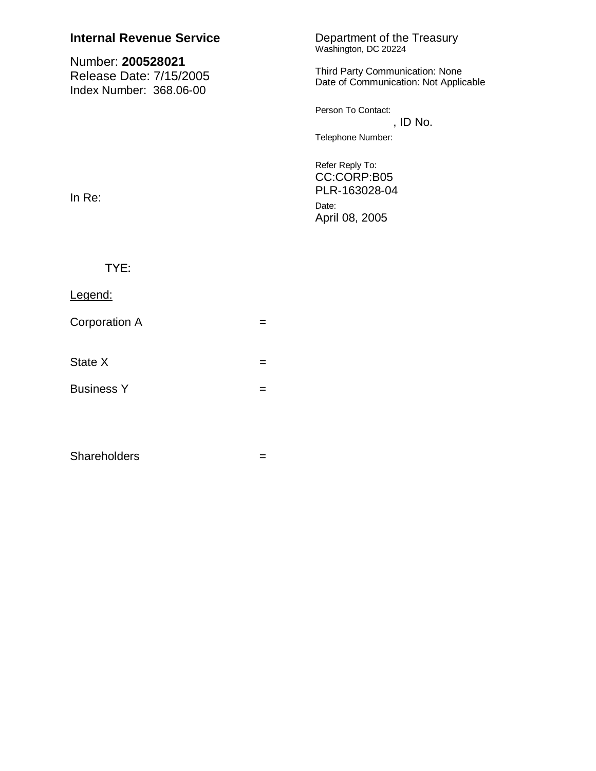**Internal Revenue Service**

Number: **200528021**
Release Date: 7/15/2005
Index Number: 368.06-00

Department of the Treasury
Washington, DC 20224

Third Party Communication: None
Date of Communication: Not Applicable

Person To Contact:
, ID No.

Telephone Number:

Refer Reply To:
CC:CORP:B05
PLR-163028-04

Date:
April 08, 2005

In Re:

TYE:

Legend:

Corporation A =

State X =

Business Y =

Shareholders =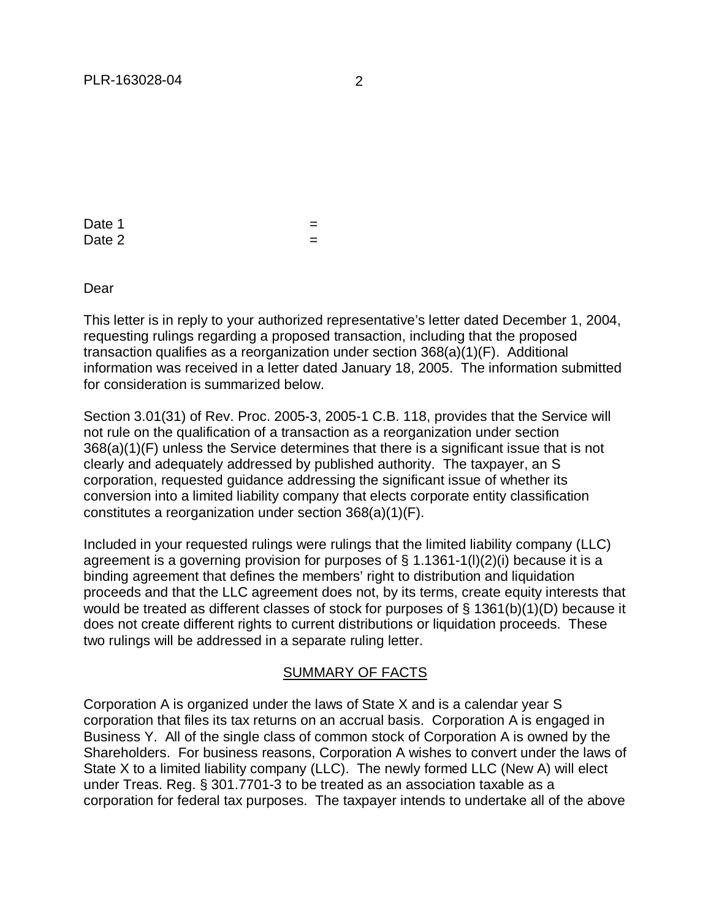Date 1 =
Date 2 =

Dear

This letter is in reply to your authorized representative's letter dated December 1, 2004, requesting rulings regarding a proposed transaction, including that the proposed transaction qualifies as a reorganization under section 368(a)(1)(F). Additional information was received in a letter dated January 18, 2005. The information submitted for consideration is summarized below.

Section 3.01(31) of Rev. Proc. 2005-3, 2005-1 C.B. 118, provides that the Service will not rule on the qualification of a transaction as a reorganization under section 368(a)(1)(F) unless the Service determines that there is a significant issue that is not clearly and adequately addressed by published authority. The taxpayer, an S corporation, requested guidance addressing the significant issue of whether its conversion into a limited liability company that elects corporate entity classification constitutes a reorganization under section 368(a)(1)(F).

Included in your requested rulings were rulings that the limited liability company (LLC) agreement is a governing provision for purposes of § 1.1361-1(l)(2)(i) because it is a binding agreement that defines the members' right to distribution and liquidation proceeds and that the LLC agreement does not, by its terms, create equity interests that would be treated as different classes of stock for purposes of § 1361(b)(1)(D) because it does not create different rights to current distributions or liquidation proceeds. These two rulings will be addressed in a separate ruling letter.

## SUMMARY OF FACTS

Corporation A is organized under the laws of State X and is a calendar year S corporation that files its tax returns on an accrual basis. Corporation A is engaged in Business Y. All of the single class of common stock of Corporation A is owned by the Shareholders. For business reasons, Corporation A wishes to convert under the laws of State X to a limited liability company (LLC). The newly formed LLC (New A) will elect under Treas. Reg. § 301.7701-3 to be treated as an association taxable as a corporation for federal tax purposes. The taxpayer intends to undertake all of the above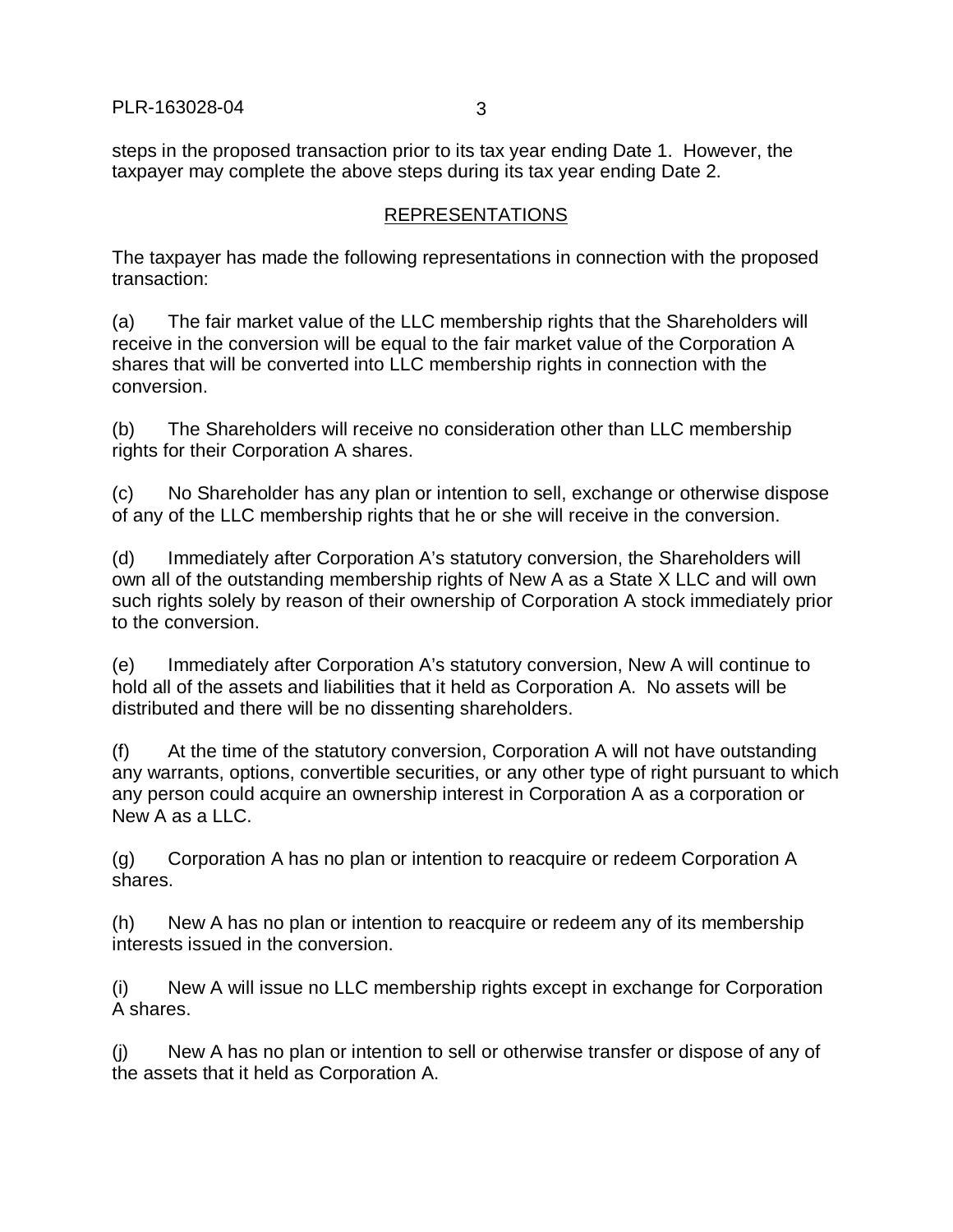steps in the proposed transaction prior to its tax year ending Date 1. However, the taxpayer may complete the above steps during its tax year ending Date 2.

## REPRESENTATIONS

The taxpayer has made the following representations in connection with the proposed transaction:

(a) The fair market value of the LLC membership rights that the Shareholders will receive in the conversion will be equal to the fair market value of the Corporation A shares that will be converted into LLC membership rights in connection with the conversion.

(b) The Shareholders will receive no consideration other than LLC membership rights for their Corporation A shares.

(c) No Shareholder has any plan or intention to sell, exchange or otherwise dispose of any of the LLC membership rights that he or she will receive in the conversion.

(d) Immediately after Corporation A's statutory conversion, the Shareholders will own all of the outstanding membership rights of New A as a State X LLC and will own such rights solely by reason of their ownership of Corporation A stock immediately prior to the conversion.

(e) Immediately after Corporation A's statutory conversion, New A will continue to hold all of the assets and liabilities that it held as Corporation A. No assets will be distributed and there will be no dissenting shareholders.

(f) At the time of the statutory conversion, Corporation A will not have outstanding any warrants, options, convertible securities, or any other type of right pursuant to which any person could acquire an ownership interest in Corporation A as a corporation or New A as a LLC.

(g) Corporation A has no plan or intention to reacquire or redeem Corporation A shares.

(h) New A has no plan or intention to reacquire or redeem any of its membership interests issued in the conversion.

(i) New A will issue no LLC membership rights except in exchange for Corporation A shares.

(j) New A has no plan or intention to sell or otherwise transfer or dispose of any of the assets that it held as Corporation A.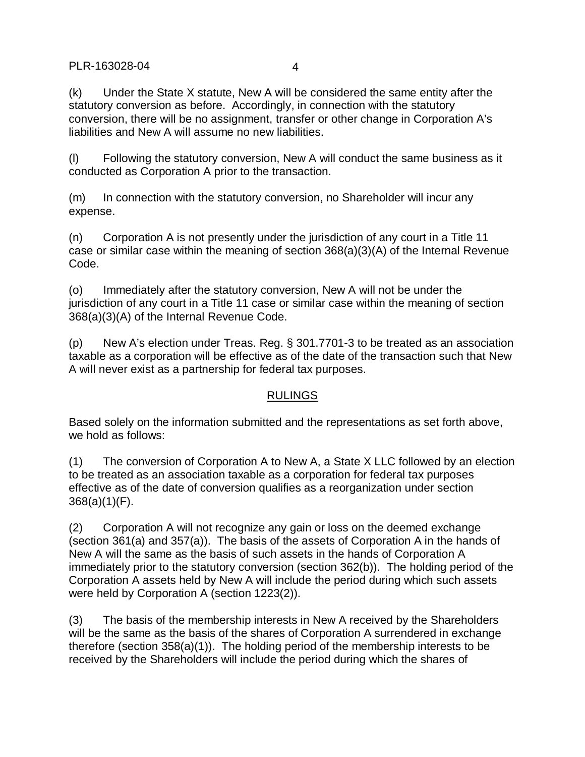(k) Under the State X statute, New A will be considered the same entity after the statutory conversion as before. Accordingly, in connection with the statutory conversion, there will be no assignment, transfer or other change in Corporation A's liabilities and New A will assume no new liabilities.

(l) Following the statutory conversion, New A will conduct the same business as it conducted as Corporation A prior to the transaction.

(m) In connection with the statutory conversion, no Shareholder will incur any expense.

(n) Corporation A is not presently under the jurisdiction of any court in a Title 11 case or similar case within the meaning of section 368(a)(3)(A) of the Internal Revenue Code.

(o) Immediately after the statutory conversion, New A will not be under the jurisdiction of any court in a Title 11 case or similar case within the meaning of section 368(a)(3)(A) of the Internal Revenue Code.

(p) New A's election under Treas. Reg. § 301.7701-3 to be treated as an association taxable as a corporation will be effective as of the date of the transaction such that New A will never exist as a partnership for federal tax purposes.

## RULINGS

Based solely on the information submitted and the representations as set forth above, we hold as follows:

(1) The conversion of Corporation A to New A, a State X LLC followed by an election to be treated as an association taxable as a corporation for federal tax purposes effective as of the date of conversion qualifies as a reorganization under section 368(a)(1)(F).

(2) Corporation A will not recognize any gain or loss on the deemed exchange (section 361(a) and 357(a)). The basis of the assets of Corporation A in the hands of New A will the same as the basis of such assets in the hands of Corporation A immediately prior to the statutory conversion (section 362(b)). The holding period of the Corporation A assets held by New A will include the period during which such assets were held by Corporation A (section 1223(2)).

(3) The basis of the membership interests in New A received by the Shareholders will be the same as the basis of the shares of Corporation A surrendered in exchange therefore (section 358(a)(1)). The holding period of the membership interests to be received by the Shareholders will include the period during which the shares of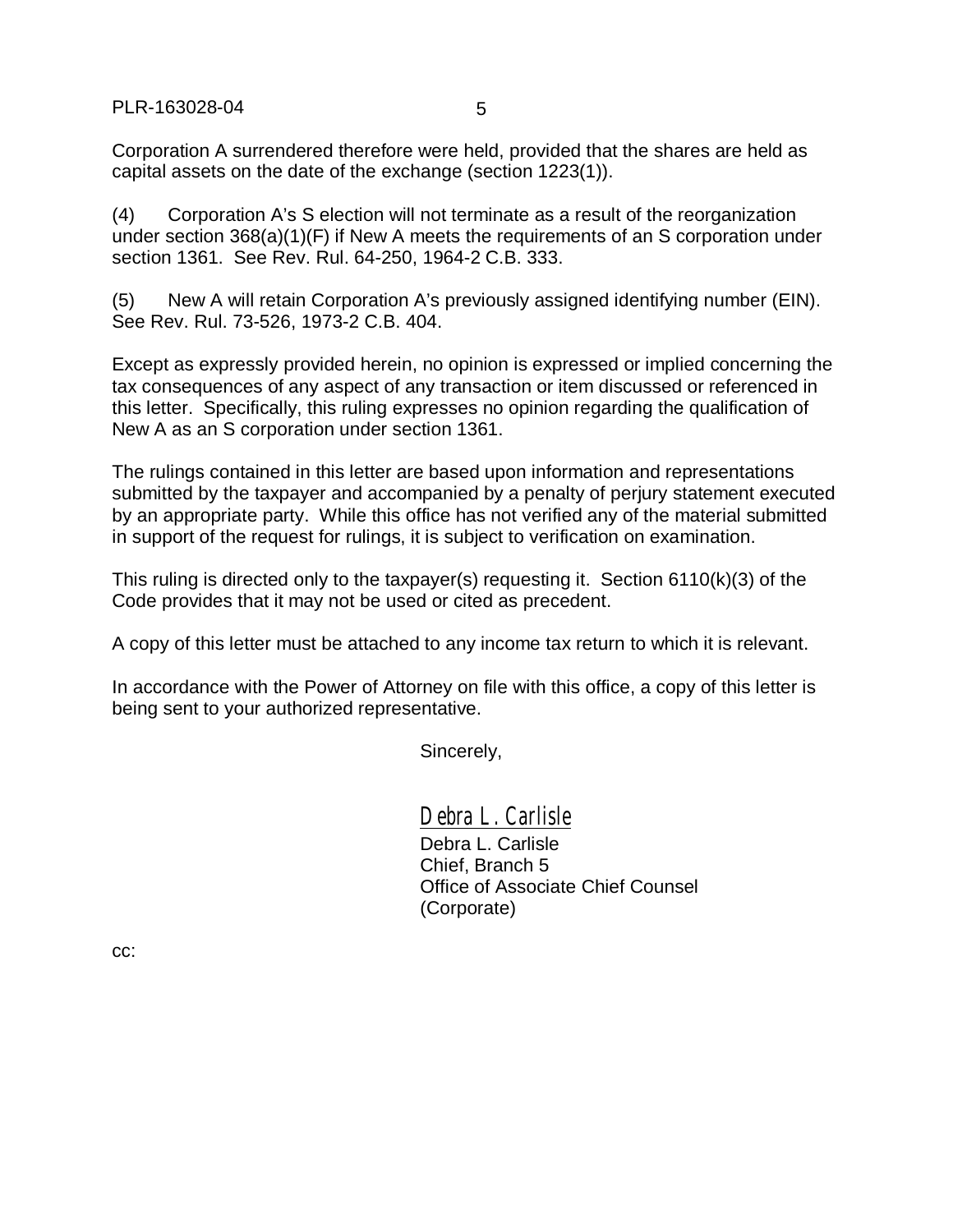Corporation A surrendered therefore were held, provided that the shares are held as capital assets on the date of the exchange (section 1223(1)).

(4) Corporation A's S election will not terminate as a result of the reorganization under section 368(a)(1)(F) if New A meets the requirements of an S corporation under section 1361. See Rev. Rul. 64-250, 1964-2 C.B. 333.

(5) New A will retain Corporation A's previously assigned identifying number (EIN). See Rev. Rul. 73-526, 1973-2 C.B. 404.

Except as expressly provided herein, no opinion is expressed or implied concerning the tax consequences of any aspect of any transaction or item discussed or referenced in this letter. Specifically, this ruling expresses no opinion regarding the qualification of New A as an S corporation under section 1361.

The rulings contained in this letter are based upon information and representations submitted by the taxpayer and accompanied by a penalty of perjury statement executed by an appropriate party. While this office has not verified any of the material submitted in support of the request for rulings, it is subject to verification on examination.

This ruling is directed only to the taxpayer(s) requesting it. Section 6110(k)(3) of the Code provides that it may not be used or cited as precedent.

A copy of this letter must be attached to any income tax return to which it is relevant.

In accordance with the Power of Attorney on file with this office, a copy of this letter is being sent to your authorized representative.

Sincerely,

Debra L. Carlisle

Debra L. Carlisle
Chief, Branch 5
Office of Associate Chief Counsel
(Corporate)

cc: